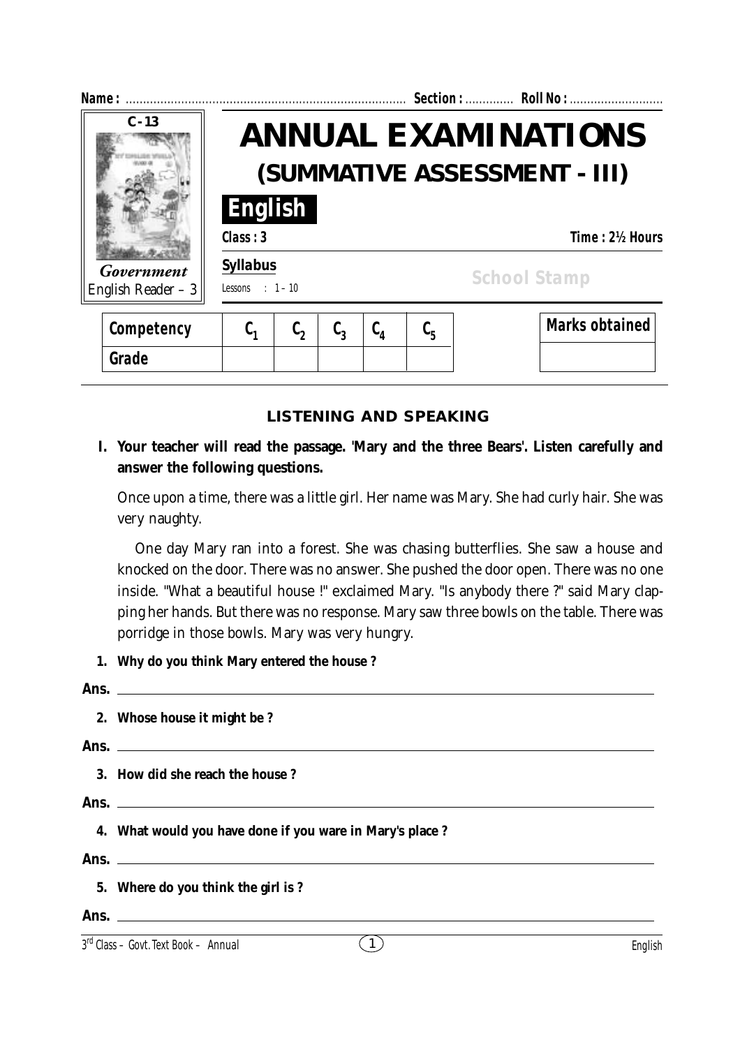Name : ................................................................................ Section : ............. Roll No : ...........................

C - 13

*Government*
English Reader – 3

# ANNUAL EXAMINATIONS

## (SUMMATIVE ASSESSMENT - III)

**English**

Class : 3 &nbsp;&nbsp;&nbsp;&nbsp;&nbsp;&nbsp;&nbsp;&nbsp; Time : 2½ Hours

**Syllabus**

Lessons : 1 – 10

School Stamp

| Competency | $C_1$ | $C_2$ | $C_3$ | $C_4$ | $C_5$ |
|---|---|---|---|---|---|
| Grade | | | | | |

| Marks obtained |
|---|
| |

### LISTENING AND SPEAKING

**I. Your teacher will read the passage. 'Mary and the three Bears'. Listen carefully and answer the following questions.**

Once upon a time, there was a little girl. Her name was Mary. She had curly hair. She was very naughty.

One day Mary ran into a forest. She was chasing butterflies. She saw a house and knocked on the door. There was no answer. She pushed the door open. There was no one inside. "What a beautiful house !" exclaimed Mary. "Is anybody there ?" said Mary clapping her hands. But there was no response. Mary saw three bowls on the table. There was porridge in those bowls. Mary was very hungry.

**1. Why do you think Mary entered the house ?**

**Ans.** ________________________________________________

**2. Whose house it might be ?**

**Ans.** ________________________________________________

**3. How did she reach the house ?**

**Ans.** ________________________________________________

**4. What would you have done if you ware in Mary's place ?**

**Ans.** ________________________________________________

**5. Where do you think the girl is ?**

**Ans.** ________________________________________________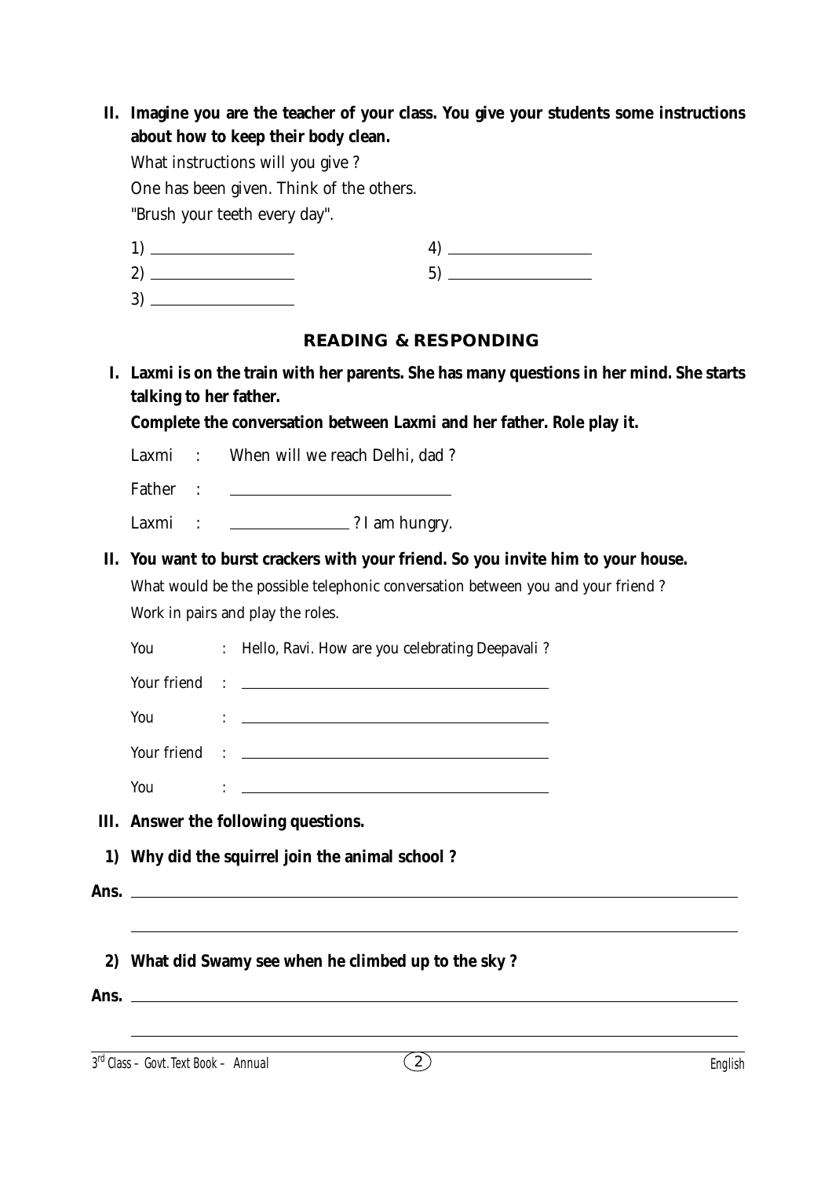**II. Imagine you are the teacher of your class. You give your students some instructions about how to keep their body clean.**

What instructions will you give ?

One has been given. Think of the others.

"Brush your teeth every day".

1) ____________________ 4) ____________________

2) ____________________ 5) ____________________

3) ____________________

## READING & RESPONDING

**I. Laxmi is on the train with her parents. She has many questions in her mind. She starts talking to her father.**

**Complete the conversation between Laxmi and her father. Role play it.**

Laxmi : When will we reach Delhi, dad ?

Father : ______________________________

Laxmi : ________________ ? I am hungry.

**II. You want to burst crackers with your friend. So you invite him to your house.**

What would be the possible telephonic conversation between you and your friend ?

Work in pairs and play the roles.

You : Hello, Ravi. How are you celebrating Deepavali ?

Your friend : ________________________________________

You : ________________________________________

Your friend : ________________________________________

You : ________________________________________

**III. Answer the following questions.**

**1) Why did the squirrel join the animal school ?**

**Ans.** ________________________________________________________________

________________________________________________________________

**2) What did Swamy see when he climbed up to the sky ?**

**Ans.** ________________________________________________________________

________________________________________________________________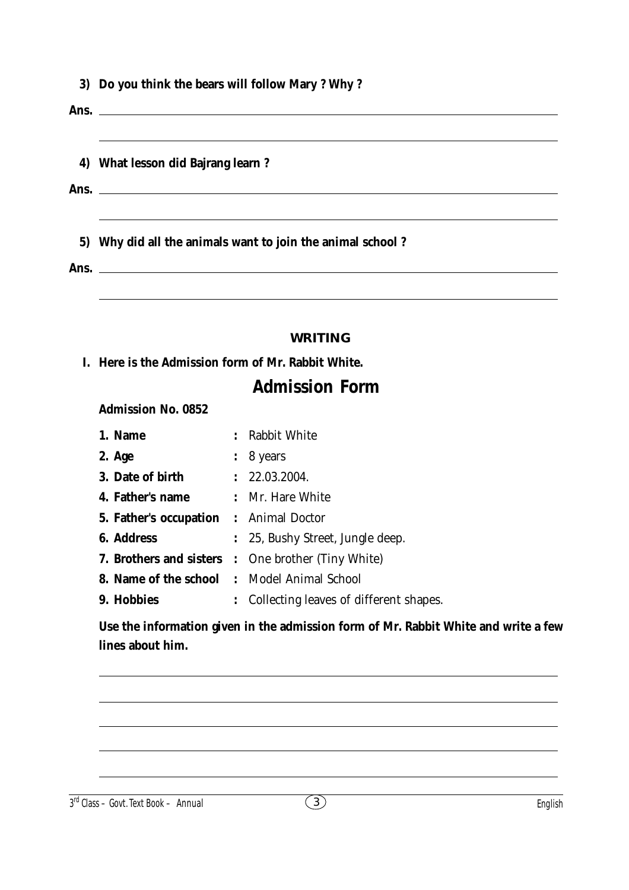**3) Do you think the bears will follow Mary ? Why ?**

**Ans.** ______________________________________________

______________________________________________

**4) What lesson did Bajrang learn ?**

**Ans.** ______________________________________________

______________________________________________

**5) Why did all the animals want to join the animal school ?**

**Ans.** ______________________________________________

______________________________________________

## WRITING

**I. Here is the Admission form of Mr. Rabbit White.**

## Admission Form

**Admission No. 0852**

| | | |
|---|---|---|
| **1. Name** | : | Rabbit White |
| **2. Age** | : | 8 years |
| **3. Date of birth** | : | 22.03.2004. |
| **4. Father's name** | : | Mr. Hare White |
| **5. Father's occupation** | : | Animal Doctor |
| **6. Address** | : | 25, Bushy Street, Jungle deep. |
| **7. Brothers and sisters** | : | One brother (Tiny White) |
| **8. Name of the school** | : | Model Animal School |
| **9. Hobbies** | : | Collecting leaves of different shapes. |

**Use the information given in the admission form of Mr. Rabbit White and write a few lines about him.**

______________________________________________

______________________________________________

______________________________________________

______________________________________________

______________________________________________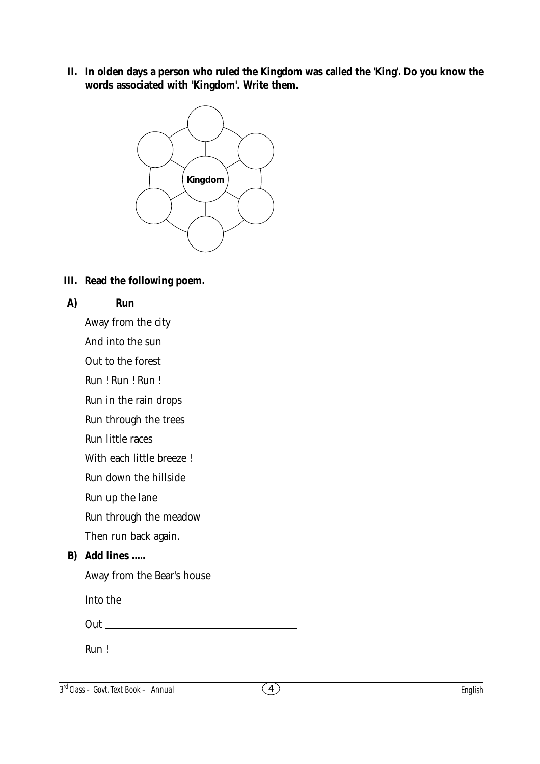**II. In olden days a person who ruled the Kingdom was called the 'King'. Do you know the words associated with 'Kingdom'. Write them.**

Kingdom

**III. Read the following poem.**

**A) Run**

Away from the city

And into the sun

Out to the forest

Run ! Run ! Run !

Run in the rain drops

Run through the trees

Run little races

With each little breeze !

Run down the hillside

Run up the lane

Run through the meadow

Then run back again.

**B) Add lines .....**

Away from the Bear's house

Into the \_\_\_\_\_\_\_\_\_\_\_\_\_\_\_\_\_\_\_\_\_\_\_\_

Out \_\_\_\_\_\_\_\_\_\_\_\_\_\_\_\_\_\_\_\_\_\_\_\_\_\_\_\_

Run ! \_\_\_\_\_\_\_\_\_\_\_\_\_\_\_\_\_\_\_\_\_\_\_\_\_\_\_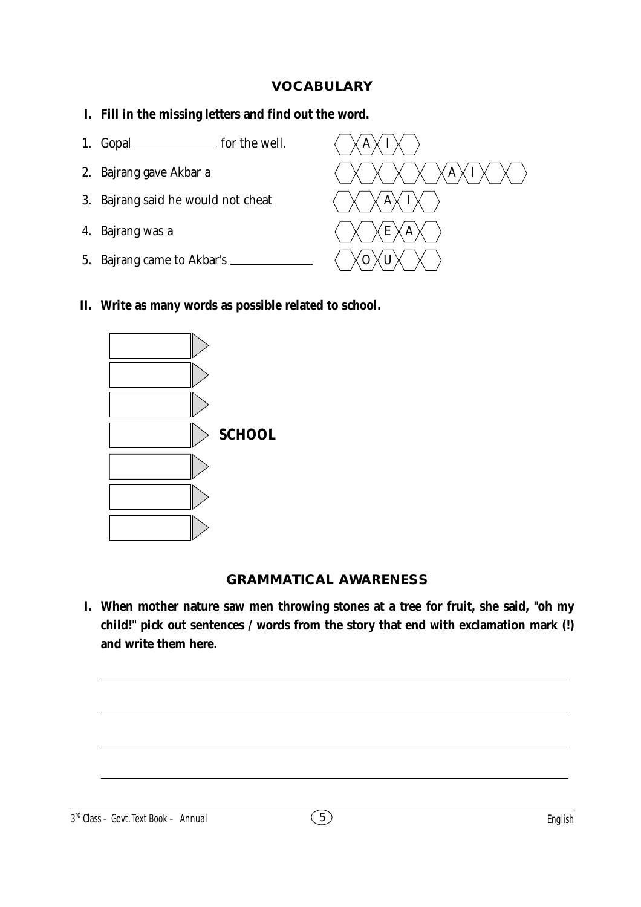## VOCABULARY

**I. Fill in the missing letters and find out the word.**

1. Gopal ____________ for the well. — [ ][A][I][ ]
2. Bajrang gave Akbar a — [ ][ ][ ][ ][ ][A][I][ ][ ]
3. Bajrang said he would not cheat — [ ][ ][A][I][ ]
4. Bajrang was a — [ ][ ][E][A][ ]
5. Bajrang came to Akbar's ____________ — [ ][O][U][ ][ ]

**II. Write as many words as possible related to school.**

| Words |  |
|---|---|
| ______ | → |
| ______ | → |
| ______ | → |
| ______ | → **SCHOOL** |
| ______ | → |
| ______ | → |
| ______ | → |

## GRAMMATICAL AWARENESS

**I. When mother nature saw men throwing stones at a tree for fruit, she said, "oh my child!" pick out sentences / words from the story that end with exclamation mark (!) and write them here.**

______________________________________________

______________________________________________

______________________________________________

______________________________________________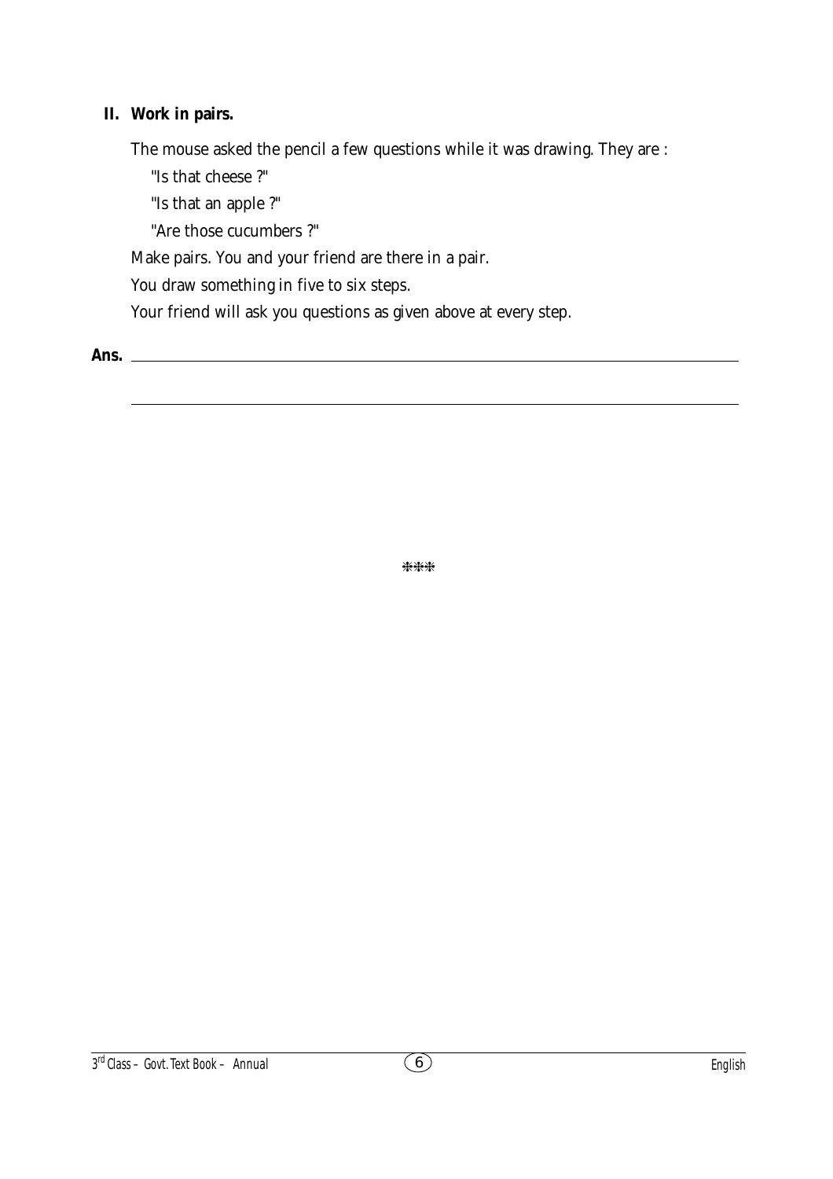**II. Work in pairs.**

The mouse asked the pencil a few questions while it was drawing. They are :

"Is that cheese ?"

"Is that an apple ?"

"Are those cucumbers ?"

Make pairs. You and your friend are there in a pair.

You draw something in five to six steps.

Your friend will ask you questions as given above at every step.

**Ans.** ______________________________________________

______________________________________________

❋❋❋